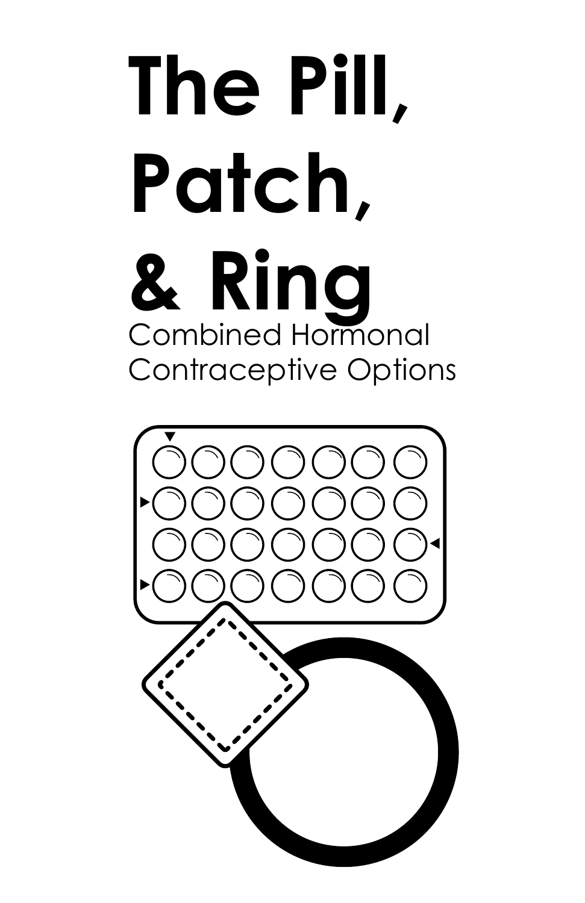# The Pill, Patch, & Ring

Combined Hormonal Contraceptive Options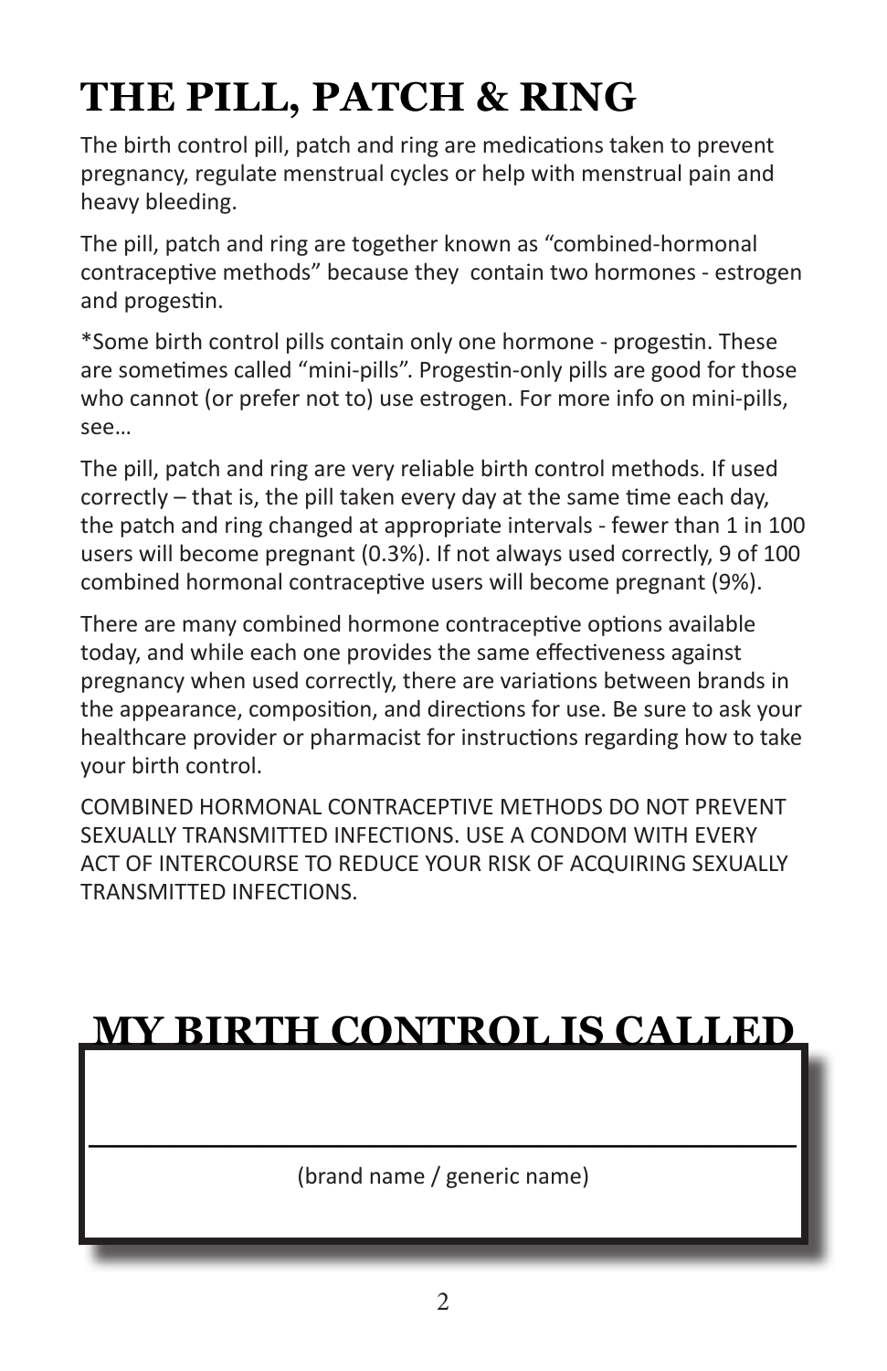# THE PILL, PATCH & RING

The birth control pill, patch and ring are medications taken to prevent pregnancy, regulate menstrual cycles or help with menstrual pain and heavy bleeding.

The pill, patch and ring are together known as “combined-hormonal contraceptive methods” because they contain two hormones - estrogen and progestin.

*Some birth control pills contain only one hormone - progestin. These are sometimes called “mini-pills”. Progestin-only pills are good for those who cannot (or prefer not to) use estrogen. For more info on mini-pills, see…

The pill, patch and ring are very reliable birth control methods. If used correctly – that is, the pill taken every day at the same time each day, the patch and ring changed at appropriate intervals - fewer than 1 in 100 users will become pregnant (0.3%). If not always used correctly, 9 of 100 combined hormonal contraceptive users will become pregnant (9%).

There are many combined hormone contraceptive options available today, and while each one provides the same effectiveness against pregnancy when used correctly, there are variations between brands in the appearance, composition, and directions for use. Be sure to ask your healthcare provider or pharmacist for instructions regarding how to take your birth control.

COMBINED HORMONAL CONTRACEPTIVE METHODS DO NOT PREVENT SEXUALLY TRANSMITTED INFECTIONS. USE A CONDOM WITH EVERY ACT OF INTERCOURSE TO REDUCE YOUR RISK OF ACQUIRING SEXUALLY TRANSMITTED INFECTIONS.

# MY BIRTH CONTROL IS CALLED

______________________________________________

(brand name / generic name)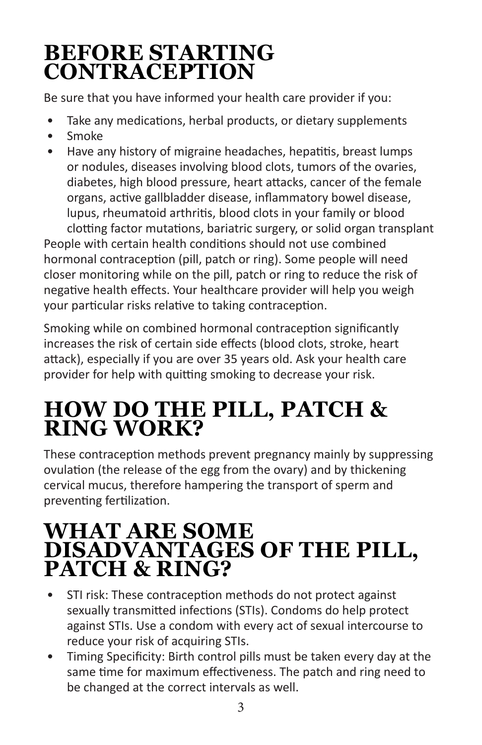# BEFORE STARTING CONTRACEPTION

Be sure that you have informed your health care provider if you:

- Take any medications, herbal products, or dietary supplements
- Smoke
- Have any history of migraine headaches, hepatitis, breast lumps or nodules, diseases involving blood clots, tumors of the ovaries, diabetes, high blood pressure, heart attacks, cancer of the female organs, active gallbladder disease, inflammatory bowel disease, lupus, rheumatoid arthritis, blood clots in your family or blood clotting factor mutations, bariatric surgery, or solid organ transplant

People with certain health conditions should not use combined hormonal contraception (pill, patch or ring). Some people will need closer monitoring while on the pill, patch or ring to reduce the risk of negative health effects. Your healthcare provider will help you weigh your particular risks relative to taking contraception.

Smoking while on combined hormonal contraception significantly increases the risk of certain side effects (blood clots, stroke, heart attack), especially if you are over 35 years old. Ask your health care provider for help with quitting smoking to decrease your risk.

# HOW DO THE PILL, PATCH & RING WORK?

These contraception methods prevent pregnancy mainly by suppressing ovulation (the release of the egg from the ovary) and by thickening cervical mucus, therefore hampering the transport of sperm and preventing fertilization.

# WHAT ARE SOME DISADVANTAGES OF THE PILL, PATCH & RING?

- STI risk: These contraception methods do not protect against sexually transmitted infections (STIs). Condoms do help protect against STIs. Use a condom with every act of sexual intercourse to reduce your risk of acquiring STIs.
- Timing Specificity: Birth control pills must be taken every day at the same time for maximum effectiveness. The patch and ring need to be changed at the correct intervals as well.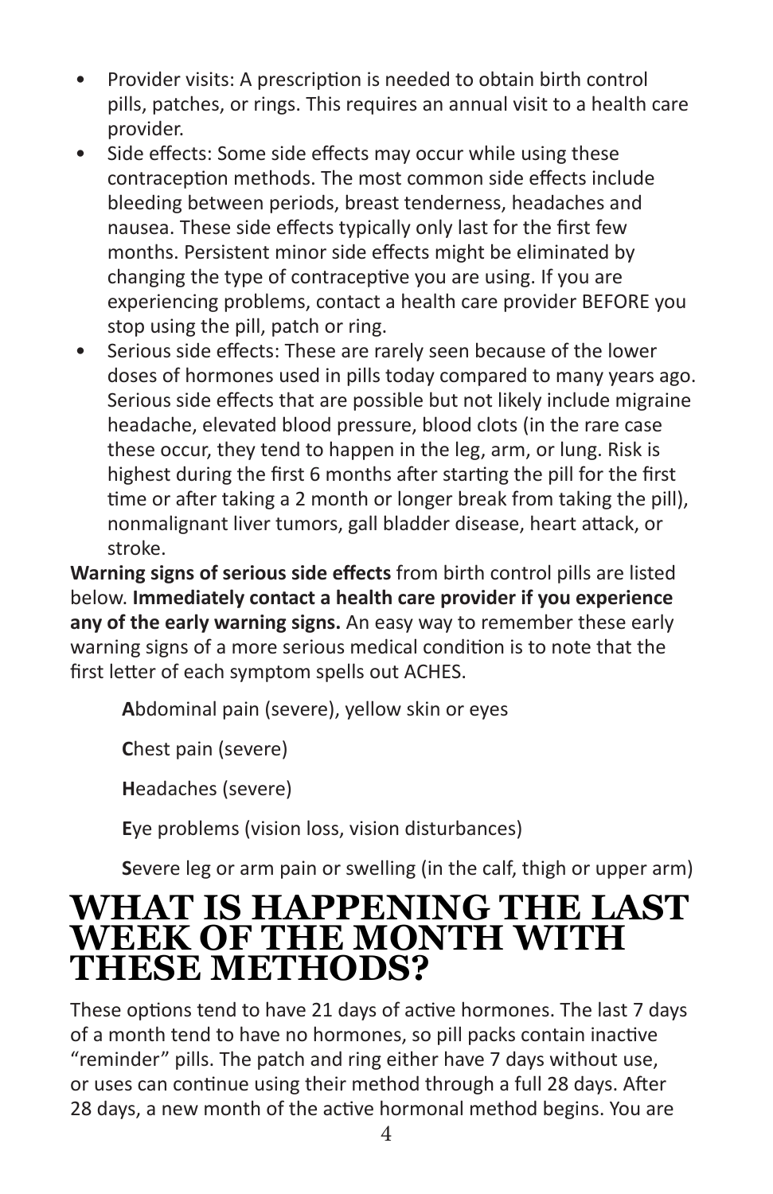- Provider visits: A prescription is needed to obtain birth control pills, patches, or rings. This requires an annual visit to a health care provider.
- Side effects: Some side effects may occur while using these contraception methods. The most common side effects include bleeding between periods, breast tenderness, headaches and nausea. These side effects typically only last for the first few months. Persistent minor side effects might be eliminated by changing the type of contraceptive you are using. If you are experiencing problems, contact a health care provider BEFORE you stop using the pill, patch or ring.
- Serious side effects: These are rarely seen because of the lower doses of hormones used in pills today compared to many years ago. Serious side effects that are possible but not likely include migraine headache, elevated blood pressure, blood clots (in the rare case these occur, they tend to happen in the leg, arm, or lung. Risk is highest during the first 6 months after starting the pill for the first time or after taking a 2 month or longer break from taking the pill), nonmalignant liver tumors, gall bladder disease, heart attack, or stroke.

**Warning signs of serious side effects** from birth control pills are listed below. **Immediately contact a health care provider if you experience any of the early warning signs.** An easy way to remember these early warning signs of a more serious medical condition is to note that the first letter of each symptom spells out ACHES.

**A**bdominal pain (severe), yellow skin or eyes

**C**hest pain (severe)

**H**eadaches (severe)

**E**ye problems (vision loss, vision disturbances)

**S**evere leg or arm pain or swelling (in the calf, thigh or upper arm)

# WHAT IS HAPPENING THE LAST WEEK OF THE MONTH WITH THESE METHODS?

These options tend to have 21 days of active hormones. The last 7 days of a month tend to have no hormones, so pill packs contain inactive "reminder" pills. The patch and ring either have 7 days without use, or uses can continue using their method through a full 28 days. After 28 days, a new month of the active hormonal method begins. You are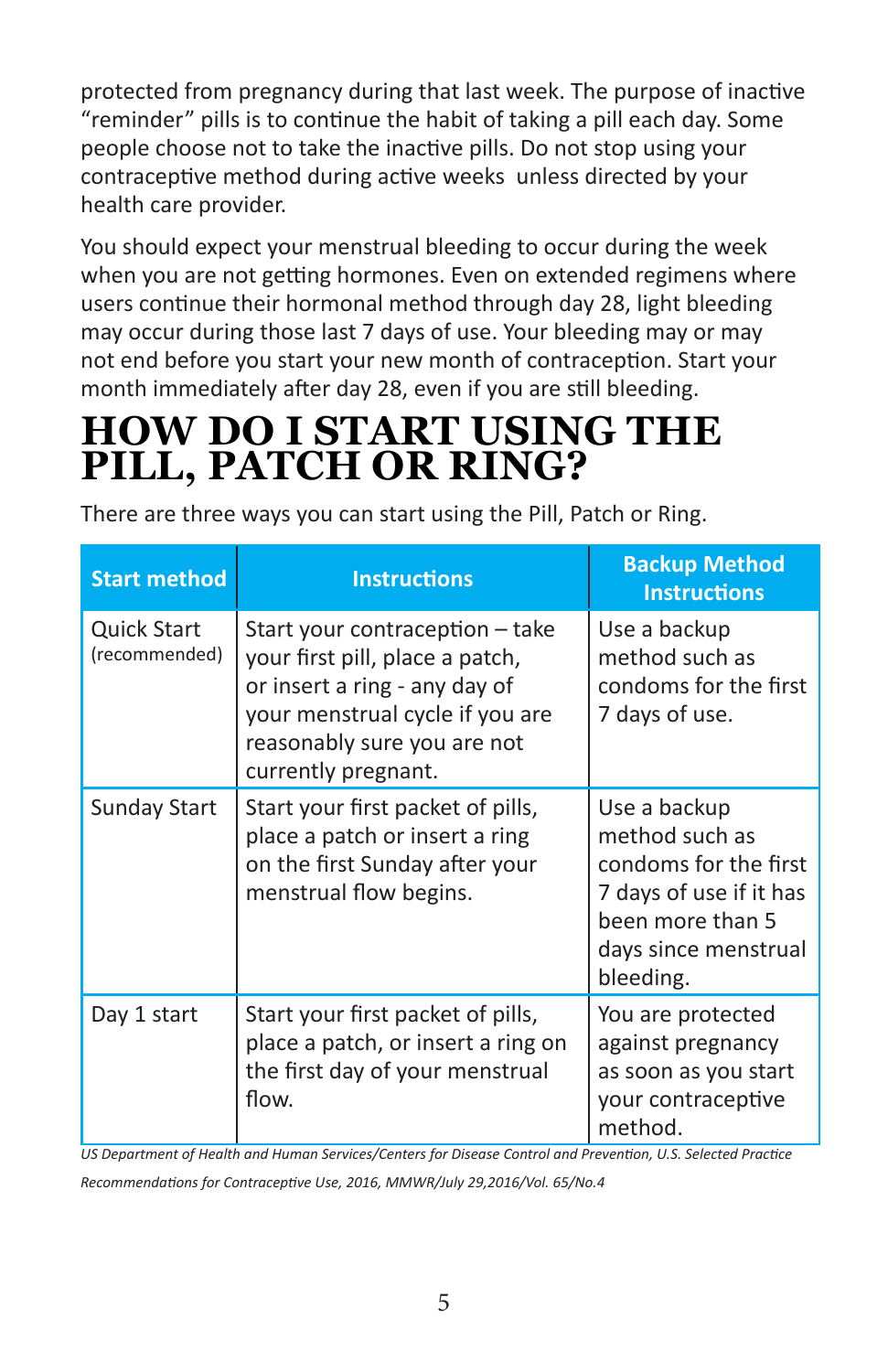protected from pregnancy during that last week. The purpose of inactive "reminder" pills is to continue the habit of taking a pill each day. Some people choose not to take the inactive pills. Do not stop using your contraceptive method during active weeks unless directed by your health care provider.

You should expect your menstrual bleeding to occur during the week when you are not getting hormones. Even on extended regimens where users continue their hormonal method through day 28, light bleeding may occur during those last 7 days of use. Your bleeding may or may not end before you start your new month of contraception. Start your month immediately after day 28, even if you are still bleeding.

# HOW DO I START USING THE PILL, PATCH OR RING?

There are three ways you can start using the Pill, Patch or Ring.

| Start method | Instructions | Backup Method Instructions |
|---|---|---|
| Quick Start (recommended) | Start your contraception – take your first pill, place a patch, or insert a ring - any day of your menstrual cycle if you are reasonably sure you are not currently pregnant. | Use a backup method such as condoms for the first 7 days of use. |
| Sunday Start | Start your first packet of pills, place a patch or insert a ring on the first Sunday after your menstrual flow begins. | Use a backup method such as condoms for the first 7 days of use if it has been more than 5 days since menstrual bleeding. |
| Day 1 start | Start your first packet of pills, place a patch, or insert a ring on the first day of your menstrual flow. | You are protected against pregnancy as soon as you start your contraceptive method. |

*US Department of Health and Human Services/Centers for Disease Control and Prevention, U.S. Selected Practice Recommendations for Contraceptive Use, 2016, MMWR/July 29,2016/Vol. 65/No.4*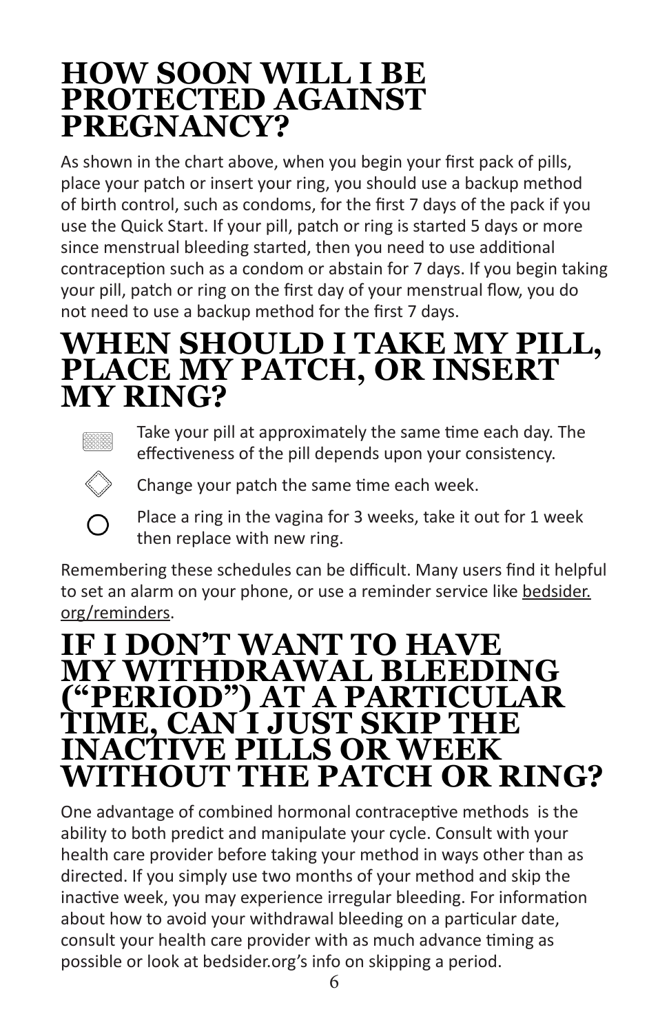## HOW SOON WILL I BE PROTECTED AGAINST PREGNANCY?

As shown in the chart above, when you begin your first pack of pills, place your patch or insert your ring, you should use a backup method of birth control, such as condoms, for the first 7 days of the pack if you use the Quick Start. If your pill, patch or ring is started 5 days or more since menstrual bleeding started, then you need to use additional contraception such as a condom or abstain for 7 days. If you begin taking your pill, patch or ring on the first day of your menstrual flow, you do not need to use a backup method for the first 7 days.

## WHEN SHOULD I TAKE MY PILL, PLACE MY PATCH, OR INSERT MY RING?

- Take your pill at approximately the same time each day. The effectiveness of the pill depends upon your consistency.
- Change your patch the same time each week.
- Place a ring in the vagina for 3 weeks, take it out for 1 week then replace with new ring.

Remembering these schedules can be difficult. Many users find it helpful to set an alarm on your phone, or use a reminder service like bedsider.org/reminders.

## IF I DON'T WANT TO HAVE MY WITHDRAWAL BLEEDING ("PERIOD") AT A PARTICULAR TIME, CAN I JUST SKIP THE INACTIVE PILLS OR WEEK WITHOUT THE PATCH OR RING?

One advantage of combined hormonal contraceptive methods is the ability to both predict and manipulate your cycle. Consult with your health care provider before taking your method in ways other than as directed. If you simply use two months of your method and skip the inactive week, you may experience irregular bleeding. For information about how to avoid your withdrawal bleeding on a particular date, consult your health care provider with as much advance timing as possible or look at bedsider.org's info on skipping a period.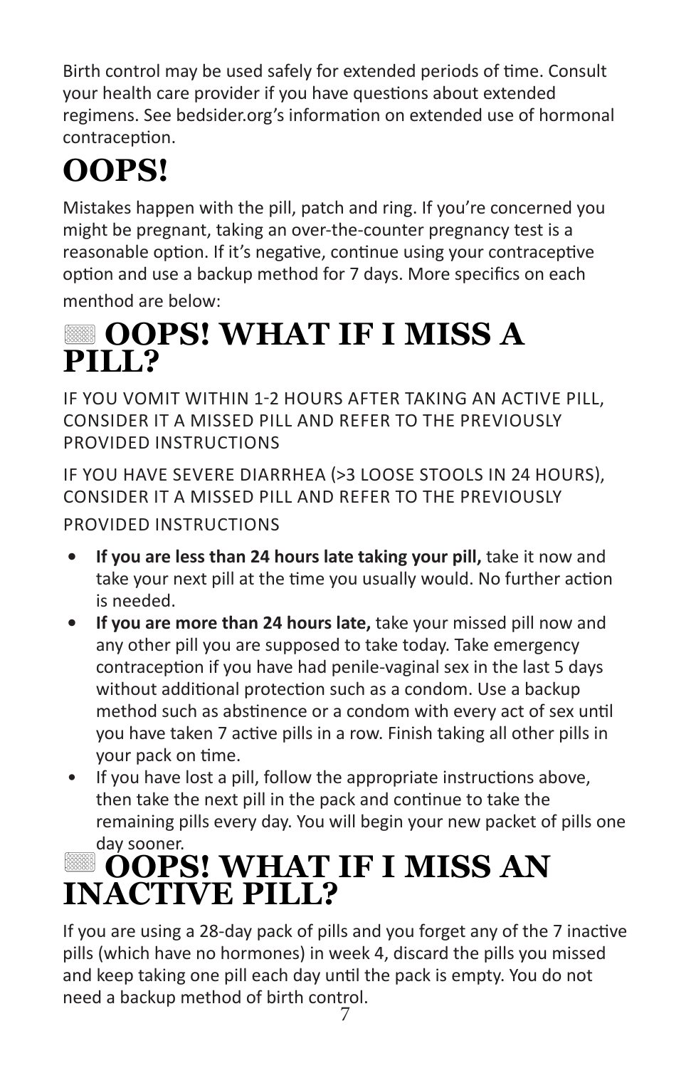Birth control may be used safely for extended periods of time. Consult your health care provider if you have questions about extended regimens. See bedsider.org's information on extended use of hormonal contraception.

# OOPS!

Mistakes happen with the pill, patch and ring. If you're concerned you might be pregnant, taking an over-the-counter pregnancy test is a reasonable option. If it's negative, continue using your contraceptive option and use a backup method for 7 days. More specifics on each menthod are below:

# OOPS! WHAT IF I MISS A PILL?

IF YOU VOMIT WITHIN 1-2 HOURS AFTER TAKING AN ACTIVE PILL, CONSIDER IT A MISSED PILL AND REFER TO THE PREVIOUSLY PROVIDED INSTRUCTIONS

IF YOU HAVE SEVERE DIARRHEA (>3 LOOSE STOOLS IN 24 HOURS), CONSIDER IT A MISSED PILL AND REFER TO THE PREVIOUSLY PROVIDED INSTRUCTIONS

- **If you are less than 24 hours late taking your pill,** take it now and take your next pill at the time you usually would. No further action is needed.
- **If you are more than 24 hours late,** take your missed pill now and any other pill you are supposed to take today. Take emergency contraception if you have had penile-vaginal sex in the last 5 days without additional protection such as a condom. Use a backup method such as abstinence or a condom with every act of sex until you have taken 7 active pills in a row. Finish taking all other pills in your pack on time.
- If you have lost a pill, follow the appropriate instructions above, then take the next pill in the pack and continue to take the remaining pills every day. You will begin your new packet of pills one day sooner.

# OOPS! WHAT IF I MISS AN INACTIVE PILL?

If you are using a 28-day pack of pills and you forget any of the 7 inactive pills (which have no hormones) in week 4, discard the pills you missed and keep taking one pill each day until the pack is empty. You do not need a backup method of birth control.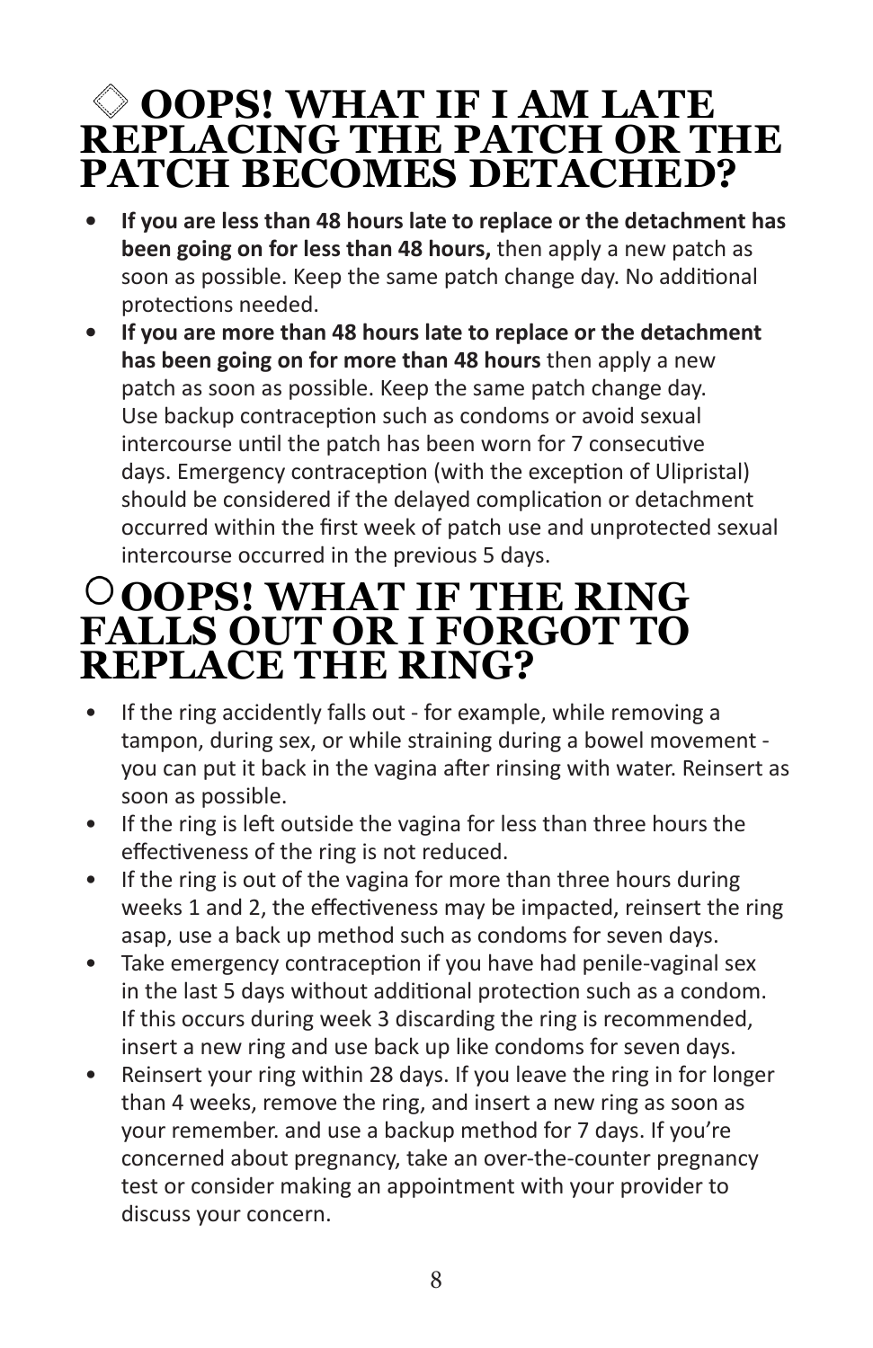## ◇ OOPS! WHAT IF I AM LATE REPLACING THE PATCH OR THE PATCH BECOMES DETACHED?

- **If you are less than 48 hours late to replace or the detachment has been going on for less than 48 hours,** then apply a new patch as soon as possible. Keep the same patch change day. No additional protections needed.
- **If you are more than 48 hours late to replace or the detachment has been going on for more than 48 hours** then apply a new patch as soon as possible. Keep the same patch change day. Use backup contraception such as condoms or avoid sexual intercourse until the patch has been worn for 7 consecutive days. Emergency contraception (with the exception of Ulipristal) should be considered if the delayed complication or detachment occurred within the first week of patch use and unprotected sexual intercourse occurred in the previous 5 days.

## ○ OOPS! WHAT IF THE RING FALLS OUT OR I FORGOT TO REPLACE THE RING?

- If the ring accidently falls out - for example, while removing a tampon, during sex, or while straining during a bowel movement - you can put it back in the vagina after rinsing with water. Reinsert as soon as possible.
- If the ring is left outside the vagina for less than three hours the effectiveness of the ring is not reduced.
- If the ring is out of the vagina for more than three hours during weeks 1 and 2, the effectiveness may be impacted, reinsert the ring asap, use a back up method such as condoms for seven days.
- Take emergency contraception if you have had penile-vaginal sex in the last 5 days without additional protection such as a condom. If this occurs during week 3 discarding the ring is recommended, insert a new ring and use back up like condoms for seven days.
- Reinsert your ring within 28 days. If you leave the ring in for longer than 4 weeks, remove the ring, and insert a new ring as soon as your remember. and use a backup method for 7 days. If you're concerned about pregnancy, take an over-the-counter pregnancy test or consider making an appointment with your provider to discuss your concern.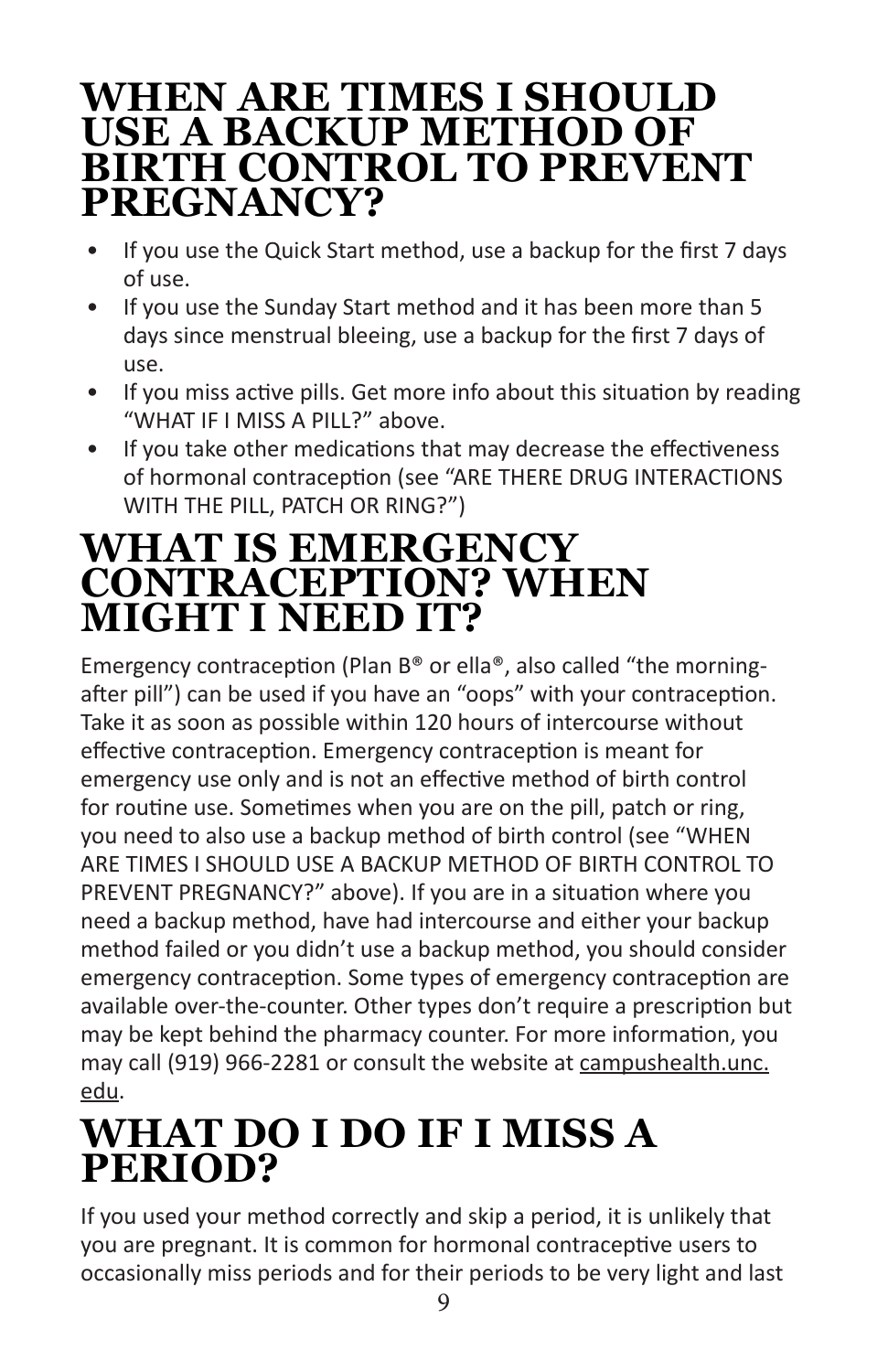# WHEN ARE TIMES I SHOULD USE A BACKUP METHOD OF BIRTH CONTROL TO PREVENT PREGNANCY?

- If you use the Quick Start method, use a backup for the first 7 days of use.
- If you use the Sunday Start method and it has been more than 5 days since menstrual bleeing, use a backup for the first 7 days of use.
- If you miss active pills. Get more info about this situation by reading "WHAT IF I MISS A PILL?" above.
- If you take other medications that may decrease the effectiveness of hormonal contraception (see "ARE THERE DRUG INTERACTIONS WITH THE PILL, PATCH OR RING?")

# WHAT IS EMERGENCY CONTRACEPTION? WHEN MIGHT I NEED IT?

Emergency contraception (Plan B® or ella®, also called "the morning-after pill") can be used if you have an "oops" with your contraception. Take it as soon as possible within 120 hours of intercourse without effective contraception. Emergency contraception is meant for emergency use only and is not an effective method of birth control for routine use. Sometimes when you are on the pill, patch or ring, you need to also use a backup method of birth control (see "WHEN ARE TIMES I SHOULD USE A BACKUP METHOD OF BIRTH CONTROL TO PREVENT PREGNANCY?" above). If you are in a situation where you need a backup method, have had intercourse and either your backup method failed or you didn't use a backup method, you should consider emergency contraception. Some types of emergency contraception are available over-the-counter. Other types don't require a prescription but may be kept behind the pharmacy counter. For more information, you may call (919) 966-2281 or consult the website at campushealth.unc.edu.

# WHAT DO I DO IF I MISS A PERIOD?

If you used your method correctly and skip a period, it is unlikely that you are pregnant. It is common for hormonal contraceptive users to occasionally miss periods and for their periods to be very light and last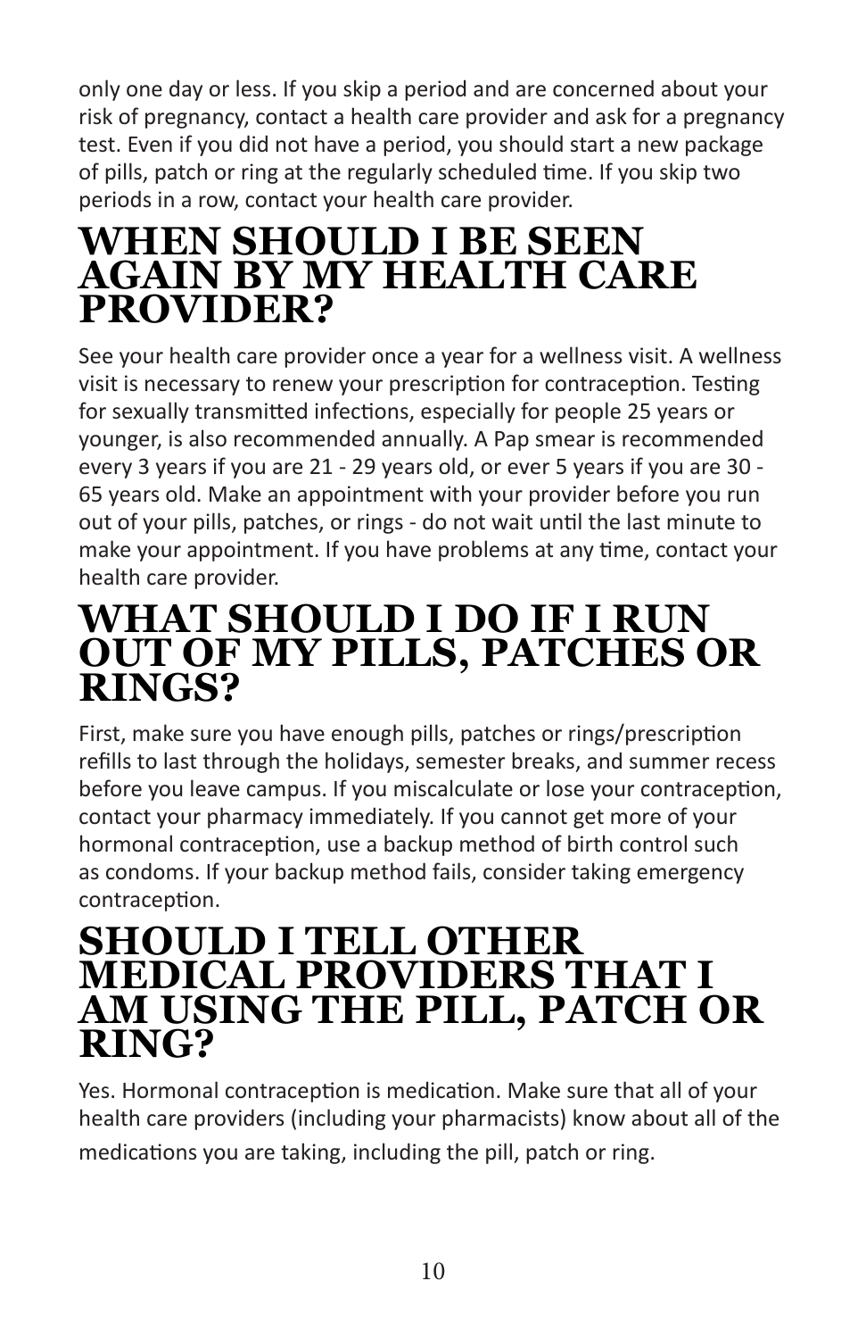only one day or less. If you skip a period and are concerned about your risk of pregnancy, contact a health care provider and ask for a pregnancy test. Even if you did not have a period, you should start a new package of pills, patch or ring at the regularly scheduled time. If you skip two periods in a row, contact your health care provider.

## WHEN SHOULD I BE SEEN AGAIN BY MY HEALTH CARE PROVIDER?

See your health care provider once a year for a wellness visit. A wellness visit is necessary to renew your prescription for contraception. Testing for sexually transmitted infections, especially for people 25 years or younger, is also recommended annually. A Pap smear is recommended every 3 years if you are 21 - 29 years old, or ever 5 years if you are 30 - 65 years old. Make an appointment with your provider before you run out of your pills, patches, or rings - do not wait until the last minute to make your appointment. If you have problems at any time, contact your health care provider.

## WHAT SHOULD I DO IF I RUN OUT OF MY PILLS, PATCHES OR RINGS?

First, make sure you have enough pills, patches or rings/prescription refills to last through the holidays, semester breaks, and summer recess before you leave campus. If you miscalculate or lose your contraception, contact your pharmacy immediately. If you cannot get more of your hormonal contraception, use a backup method of birth control such as condoms. If your backup method fails, consider taking emergency contraception.

## SHOULD I TELL OTHER MEDICAL PROVIDERS THAT I AM USING THE PILL, PATCH OR RING?

Yes. Hormonal contraception is medication. Make sure that all of your health care providers (including your pharmacists) know about all of the medications you are taking, including the pill, patch or ring.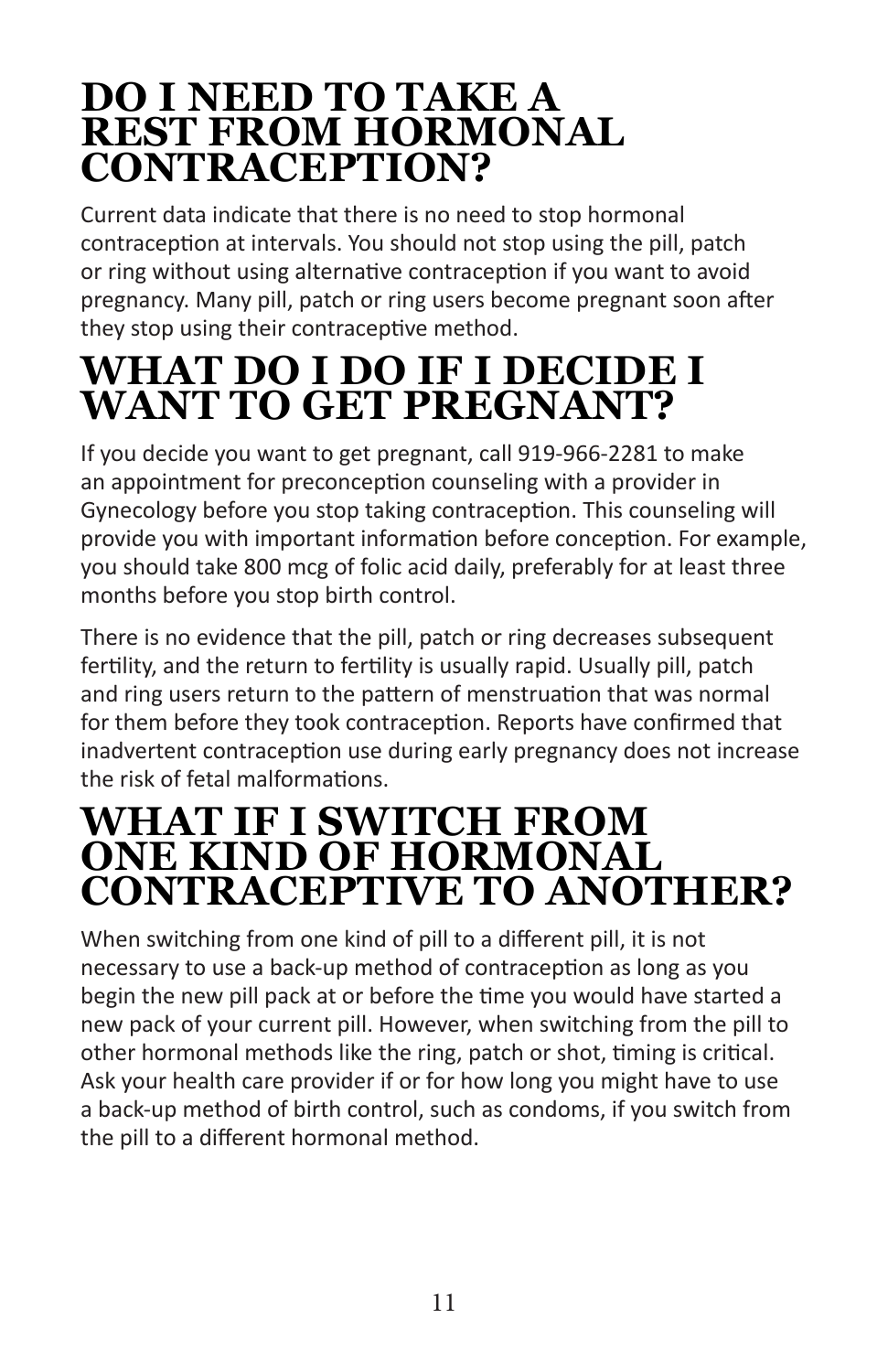## DO I NEED TO TAKE A REST FROM HORMONAL CONTRACEPTION?

Current data indicate that there is no need to stop hormonal contraception at intervals. You should not stop using the pill, patch or ring without using alternative contraception if you want to avoid pregnancy. Many pill, patch or ring users become pregnant soon after they stop using their contraceptive method.

## WHAT DO I DO IF I DECIDE I WANT TO GET PREGNANT?

If you decide you want to get pregnant, call 919-966-2281 to make an appointment for preconception counseling with a provider in Gynecology before you stop taking contraception. This counseling will provide you with important information before conception. For example, you should take 800 mcg of folic acid daily, preferably for at least three months before you stop birth control.

There is no evidence that the pill, patch or ring decreases subsequent fertility, and the return to fertility is usually rapid. Usually pill, patch and ring users return to the pattern of menstruation that was normal for them before they took contraception. Reports have confirmed that inadvertent contraception use during early pregnancy does not increase the risk of fetal malformations.

## WHAT IF I SWITCH FROM ONE KIND OF HORMONAL CONTRACEPTIVE TO ANOTHER?

When switching from one kind of pill to a different pill, it is not necessary to use a back-up method of contraception as long as you begin the new pill pack at or before the time you would have started a new pack of your current pill. However, when switching from the pill to other hormonal methods like the ring, patch or shot, timing is critical. Ask your health care provider if or for how long you might have to use a back-up method of birth control, such as condoms, if you switch from the pill to a different hormonal method.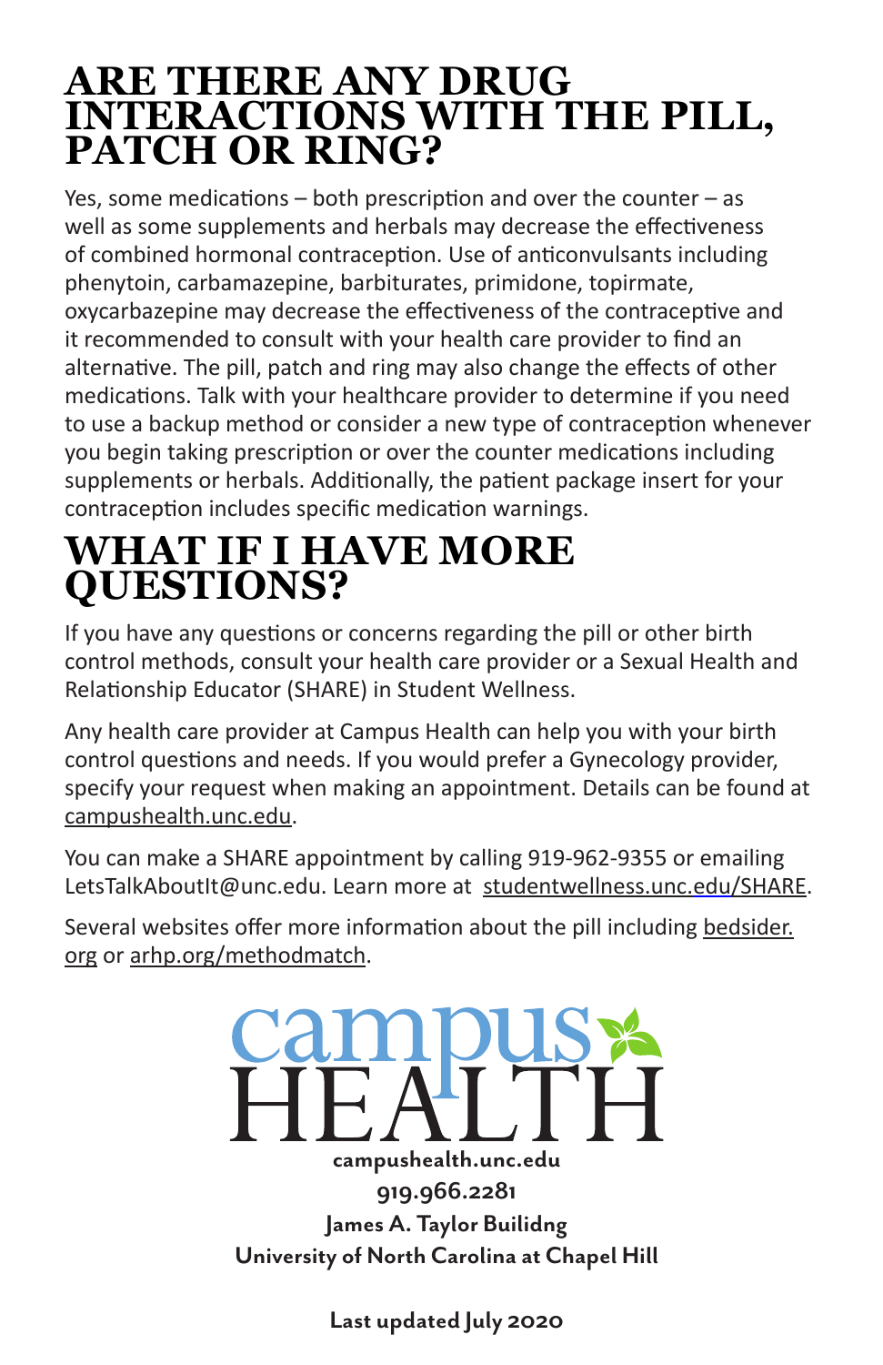# ARE THERE ANY DRUG INTERACTIONS WITH THE PILL, PATCH OR RING?

Yes, some medications – both prescription and over the counter – as well as some supplements and herbals may decrease the effectiveness of combined hormonal contraception. Use of anticonvulsants including phenytoin, carbamazepine, barbiturates, primidone, topirmate, oxycarbazepine may decrease the effectiveness of the contraceptive and it recommended to consult with your health care provider to find an alternative. The pill, patch and ring may also change the effects of other medications. Talk with your healthcare provider to determine if you need to use a backup method or consider a new type of contraception whenever you begin taking prescription or over the counter medications including supplements or herbals. Additionally, the patient package insert for your contraception includes specific medication warnings.

# WHAT IF I HAVE MORE QUESTIONS?

If you have any questions or concerns regarding the pill or other birth control methods, consult your health care provider or a Sexual Health and Relationship Educator (SHARE) in Student Wellness.

Any health care provider at Campus Health can help you with your birth control questions and needs. If you would prefer a Gynecology provider, specify your request when making an appointment. Details can be found at campushealth.unc.edu.

You can make a SHARE appointment by calling 919-962-9355 or emailing LetsTalkAboutIt@unc.edu. Learn more at studentwellness.unc.edu/SHARE.

Several websites offer more information about the pill including bedsider.org or arhp.org/methodmatch.

campus HEALTH

**campushealth.unc.edu**
**919.966.2281**
**James A. Taylor Builidng**
**University of North Carolina at Chapel Hill**

**Last updated July 2020**